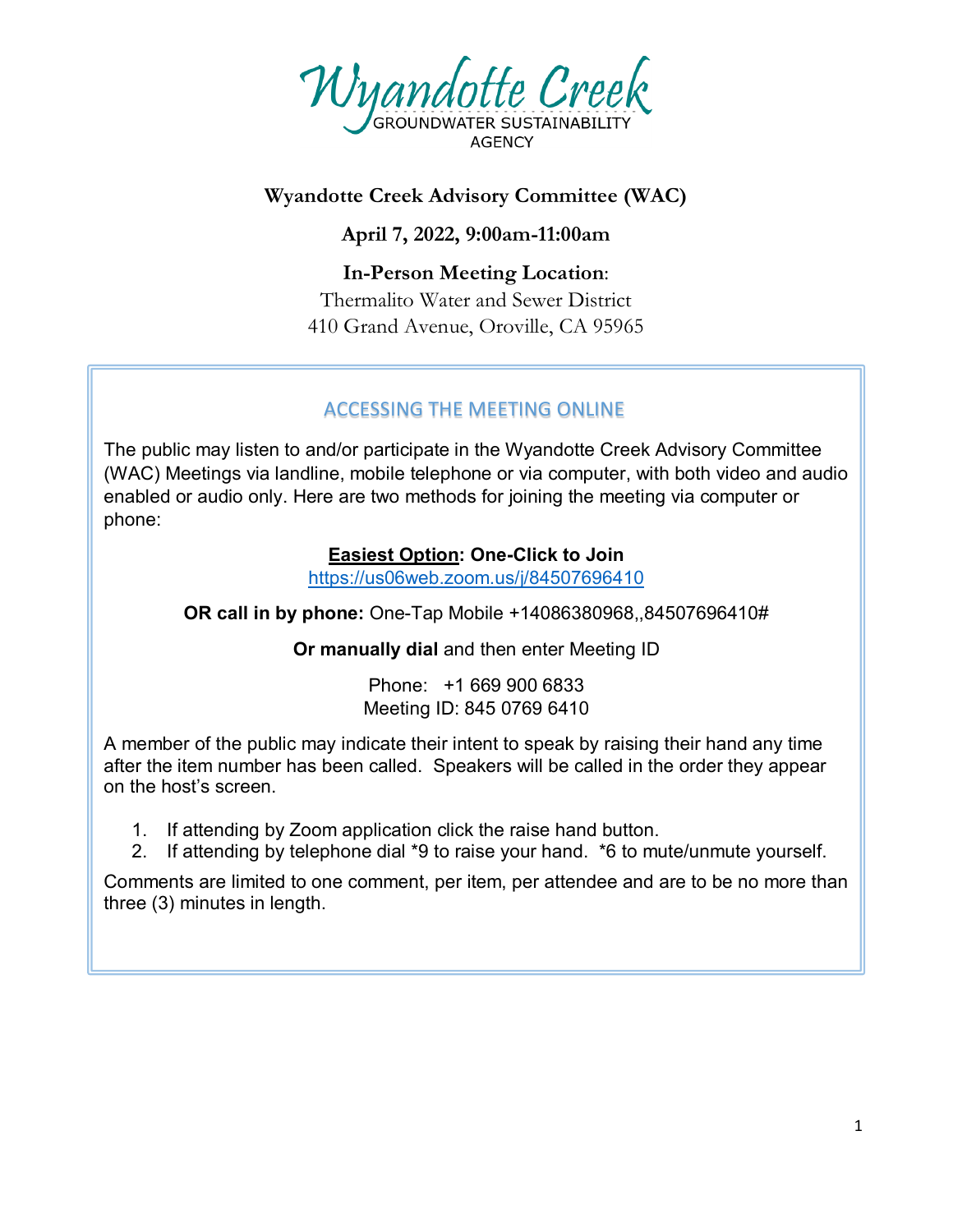# Wyandotte Creek

GROUNDWATER SUSTAINABILITY AGENCY

**Wyandotte Creek Advisory Committee (WAC)**

**April 7, 2022, 9:00am-11:00am**

**In-Person Meeting Location**:
Thermalito Water and Sewer District
410 Grand Avenue, Oroville, CA 95965

## ACCESSING THE MEETING ONLINE

The public may listen to and/or participate in the Wyandotte Creek Advisory Committee (WAC) Meetings via landline, mobile telephone or via computer, with both video and audio enabled or audio only. Here are two methods for joining the meeting via computer or phone:

**Easiest Option: One-Click to Join**
https://us06web.zoom.us/j/84507696410

**OR call in by phone:** One-Tap Mobile +14086380968,,84507696410#

**Or manually dial** and then enter Meeting ID

Phone: +1 669 900 6833
Meeting ID: 845 0769 6410

A member of the public may indicate their intent to speak by raising their hand any time after the item number has been called. Speakers will be called in the order they appear on the host's screen.

1. If attending by Zoom application click the raise hand button.
2. If attending by telephone dial *9 to raise your hand. *6 to mute/unmute yourself.

Comments are limited to one comment, per item, per attendee and are to be no more than three (3) minutes in length.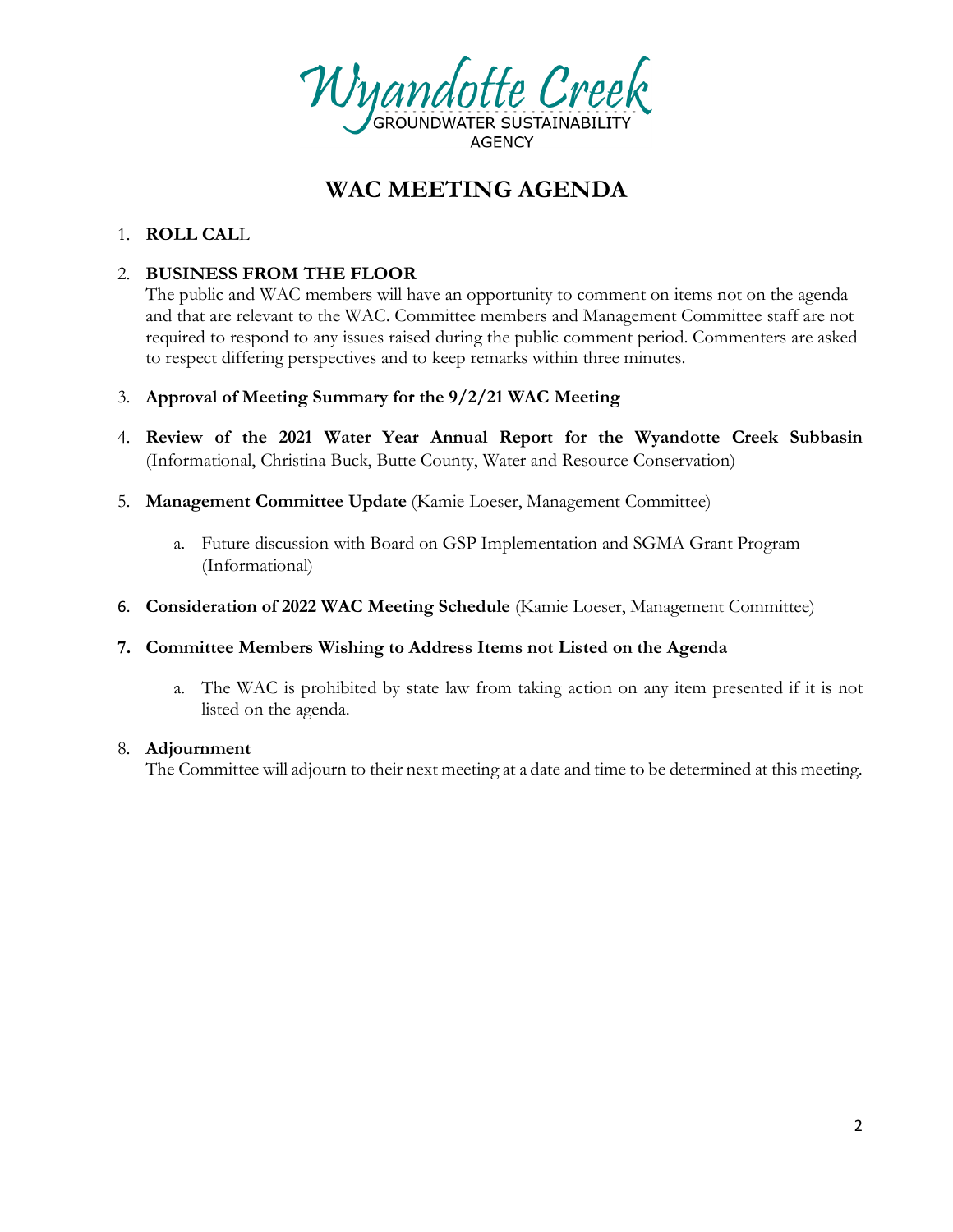Wyandotte Creek
GROUNDWATER SUSTAINABILITY AGENCY

# WAC MEETING AGENDA

1. **ROLL CALL**

2. **BUSINESS FROM THE FLOOR**
   The public and WAC members will have an opportunity to comment on items not on the agenda and that are relevant to the WAC. Committee members and Management Committee staff are not required to respond to any issues raised during the public comment period. Commenters are asked to respect differing perspectives and to keep remarks within three minutes.

3. **Approval of Meeting Summary for the 9/2/21 WAC Meeting**

4. **Review of the 2021 Water Year Annual Report for the Wyandotte Creek Subbasin** (Informational, Christina Buck, Butte County, Water and Resource Conservation)

5. **Management Committee Update** (Kamie Loeser, Management Committee)

   a. Future discussion with Board on GSP Implementation and SGMA Grant Program (Informational)

6. **Consideration of 2022 WAC Meeting Schedule** (Kamie Loeser, Management Committee)

7. **Committee Members Wishing to Address Items not Listed on the Agenda**

   a. The WAC is prohibited by state law from taking action on any item presented if it is not listed on the agenda.

8. **Adjournment**
   The Committee will adjourn to their next meeting at a date and time to be determined at this meeting.